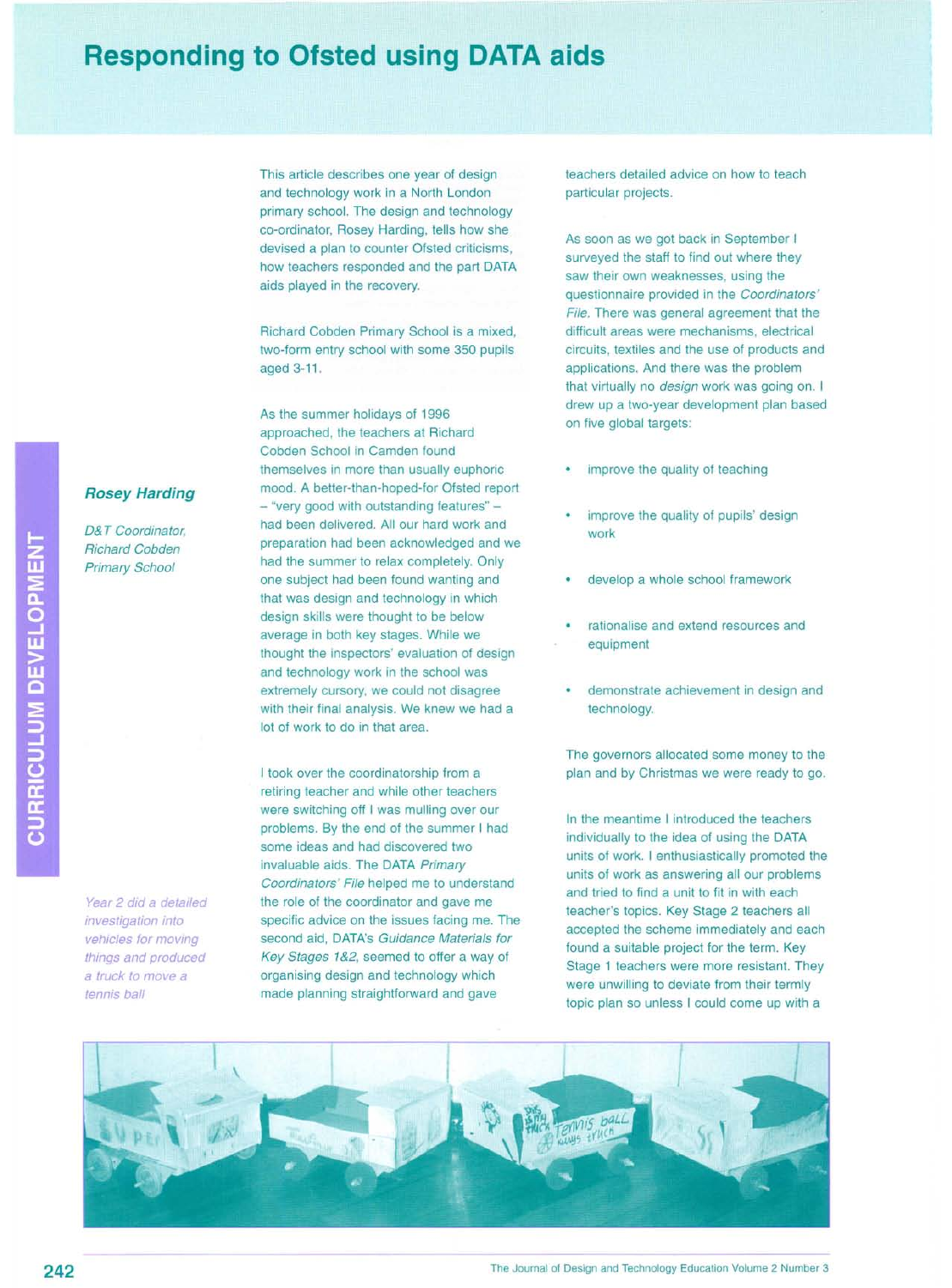# Responding to Ofsted using DATA aids

**Rosey Harding**

*D&T Coordinator, Richard Cobden Primary School*

This article describes one year of design and technology work in a North London primary school. The design and technology co-ordinator, Rosey Harding, tells how she devised a plan to counter Ofsted criticisms, how teachers responded and the part DATA aids played in the recovery.

Richard Cobden Primary School is a mixed, two-form entry school with some 350 pupils aged 3-11.

As the summer holidays of 1996 approached, the teachers at Richard Cobden School in Camden found themselves in more than usually euphoric mood. A better-than-hoped-for Ofsted report – "very good with outstanding features" – had been delivered. All our hard work and preparation had been acknowledged and we had the summer to relax completely. Only one subject had been found wanting and that was design and technology in which design skills were thought to be below average in both key stages. While we thought the inspectors' evaluation of design and technology work in the school was extremely cursory, we could not disagree with their final analysis. We knew we had a lot of work to do in that area.

I took over the coordinatorship from a retiring teacher and while other teachers were switching off I was mulling over our problems. By the end of the summer I had some ideas and had discovered two invaluable aids. The DATA *Primary Coordinators' File* helped me to understand the role of the coordinator and gave me specific advice on the issues facing me. The second aid, DATA's *Guidance Materials for Key Stages 1&2*, seemed to offer a way of organising design and technology which made planning straightforward and gave teachers detailed advice on how to teach particular projects.

As soon as we got back in September I surveyed the staff to find out where they saw their own weaknesses, using the questionnaire provided in the *Coordinators' File*. There was general agreement that the difficult areas were mechanisms, electrical circuits, textiles and the use of products and applications. And there was the problem that virtually no *design* work was going on. I drew up a two-year development plan based on five global targets:

- improve the quality of teaching
- improve the quality of pupils' design work
- develop a whole school framework
- rationalise and extend resources and equipment
- demonstrate achievement in design and technology.

The governors allocated some money to the plan and by Christmas we were ready to go.

In the meantime I introduced the teachers individually to the idea of using the DATA units of work. I enthusiastically promoted the units of work as answering all our problems and tried to find a unit to fit in with each teacher's topics. Key Stage 2 teachers all accepted the scheme immediately and each found a suitable project for the term. Key Stage 1 teachers were more resistant. They were unwilling to deviate from their termly topic plan so unless I could come up with a

*Year 2 did a detailed investigation into vehicles for moving things and produced a truck to move a tennis ball*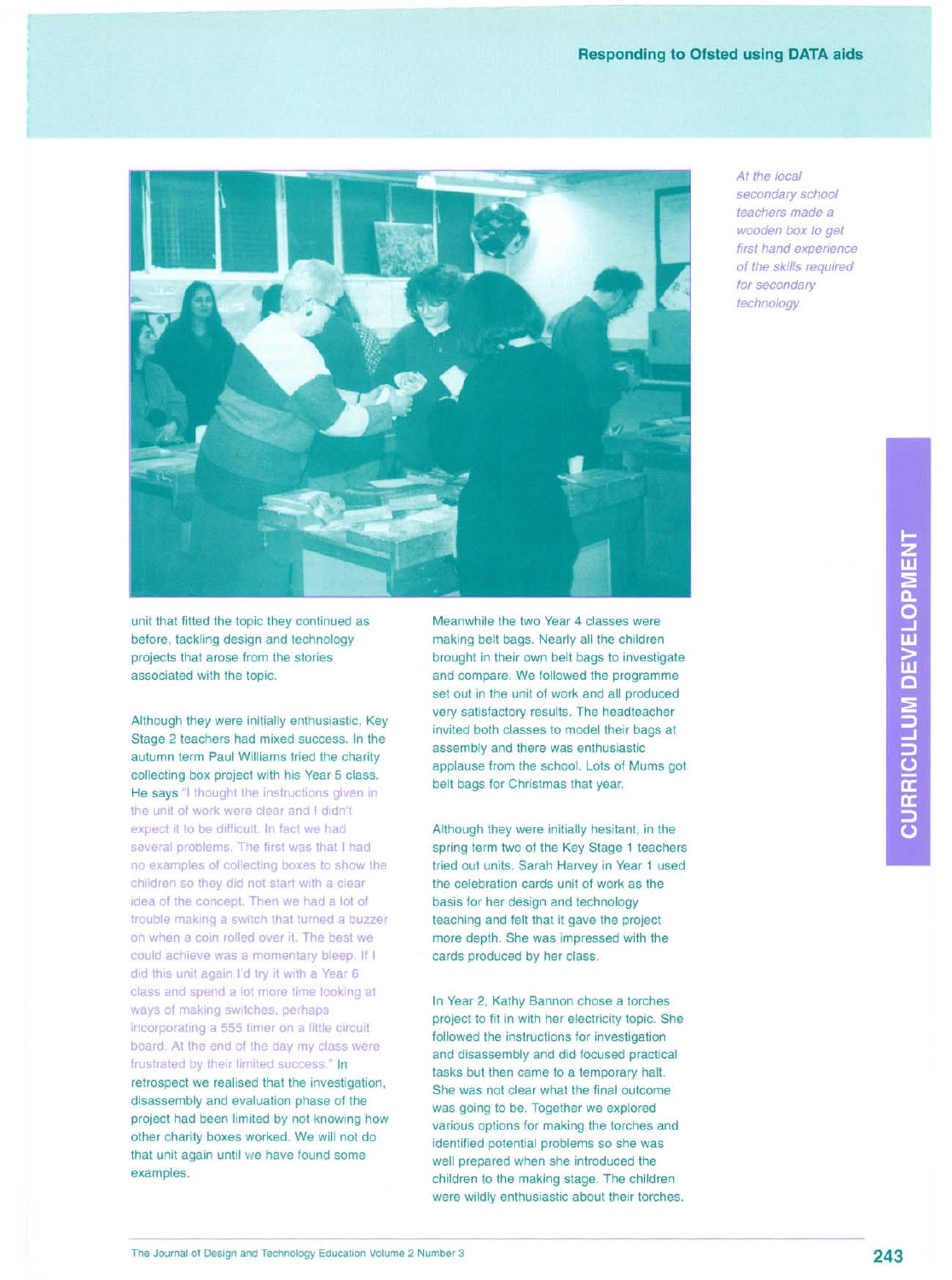*At the local secondary school teachers made a wooden box to get first hand experience of the skills required for secondary technology*

unit that fitted the topic they continued as before, tackling design and technology projects that arose from the stories associated with the topic.

Although they were initially enthusiastic, Key Stage 2 teachers had mixed success. In the autumn term Paul Williams tried the charity collecting box project with his Year 5 class. He says "I thought the instructions given in the unit of work were clear and I didn't expect it to be difficult. In fact we had several problems. The first was that I had no examples of collecting boxes to show the children so they did not start with a clear idea of the concept. Then we had a lot of trouble making a switch that turned a buzzer on when a coin rolled over it. The best we could achieve was a momentary bleep. If I did this unit again I'd try it with a Year 6 class and spend a lot more time looking at ways of making switches, perhaps incorporating a 555 timer on a little circuit board. At the end of the day my class were frustrated by their limited success." In retrospect we realised that the investigation, disassembly and evaluation phase of the project had been limited by not knowing how other charity boxes worked. We will not do that unit again until we have found some examples.

Meanwhile the two Year 4 classes were making belt bags. Nearly all the children brought in their own belt bags to investigate and compare. We followed the programme set out in the unit of work and all produced very satisfactory results. The headteacher invited both classes to model their bags at assembly and there was enthusiastic applause from the school. Lots of Mums got belt bags for Christmas that year.

Although they were initially hesitant, in the spring term two of the Key Stage 1 teachers tried out units. Sarah Harvey in Year 1 used the celebration cards unit of work as the basis for her design and technology teaching and felt that it gave the project more depth. She was impressed with the cards produced by her class.

In Year 2, Kathy Bannon chose a torches project to fit in with her electricity topic. She followed the instructions for investigation and disassembly and did focused practical tasks but then came to a temporary halt. She was not clear what the final outcome was going to be. Together we explored various options for making the torches and identified potential problems so she was well prepared when she introduced the children to the making stage. The children were wildly enthusiastic about their torches.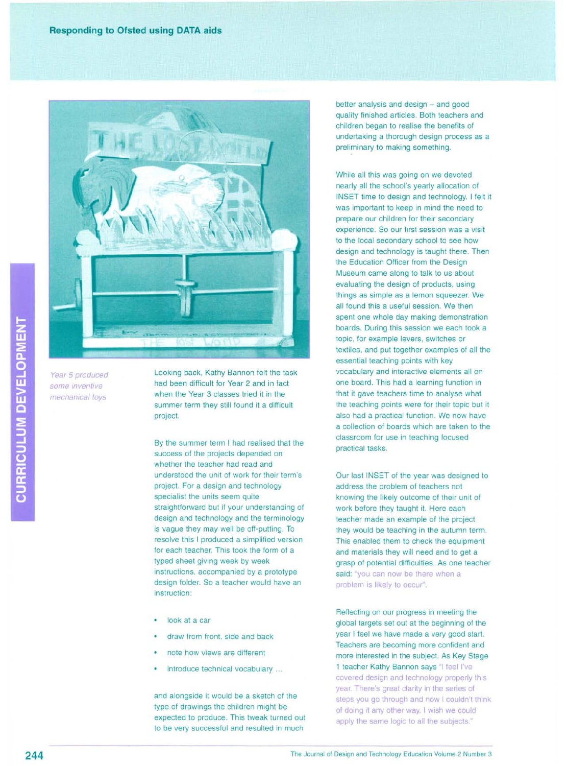Year 5 produced some inventive mechanical toys

Looking back, Kathy Bannon felt the task had been difficult for Year 2 and in fact when the Year 3 classes tried it in the summer term they still found it a difficult project.

By the summer term I had realised that the success of the projects depended on whether the teacher had read and understood the unit of work for their term's project. For a design and technology specialist the units seem quite straightforward but if your understanding of design and technology and the terminology is vague they may well be off-putting. To resolve this I produced a simplified version for each teacher. This took the form of a typed sheet giving week by week instructions, accompanied by a prototype design folder. So a teacher would have an instruction:

- look at a car
- draw from front, side and back
- note how views are different
- introduce technical vocabulary ...

and alongside it would be a sketch of the type of drawings the children might be expected to produce. This tweak turned out to be very successful and resulted in much better analysis and design – and good quality finished articles. Both teachers and children began to realise the benefits of undertaking a thorough design process as a preliminary to making something.

While all this was going on we devoted nearly all the school's yearly allocation of INSET time to design and technology. I felt it was important to keep in mind the need to prepare our children for their secondary experience. So our first session was a visit to the local secondary school to see how design and technology is taught there. Then the Education Officer from the Design Museum came along to talk to us about evaluating the design of products, using things as simple as a lemon squeezer. We all found this a useful session. We then spent one whole day making demonstration boards. During this session we each took a topic, for example levers, switches or textiles, and put together examples of all the essential teaching points with key vocabulary and interactive elements all on one board. This had a learning function in that it gave teachers time to analyse what the teaching points were for their topic but it also had a practical function. We now have a collection of boards which are taken to the classroom for use in teaching focused practical tasks.

Our last INSET of the year was designed to address the problem of teachers not knowing the likely outcome of their unit of work before they taught it. Here each teacher made an example of the project they would be teaching in the autumn term. This enabled them to check the equipment and materials they will need and to get a grasp of potential difficulties. As one teacher said: "you can now be there when a problem is likely to occur".

Reflecting on our progress in meeting the global targets set out at the beginning of the year I feel we have made a very good start. Teachers are becoming more confident and more interested in the subject. As Key Stage 1 teacher Kathy Bannon says "I feel I've covered design and technology properly this year. There's great clarity in the series of steps you go through and now I couldn't think of doing it any other way. I wish we could apply the same logic to all the subjects."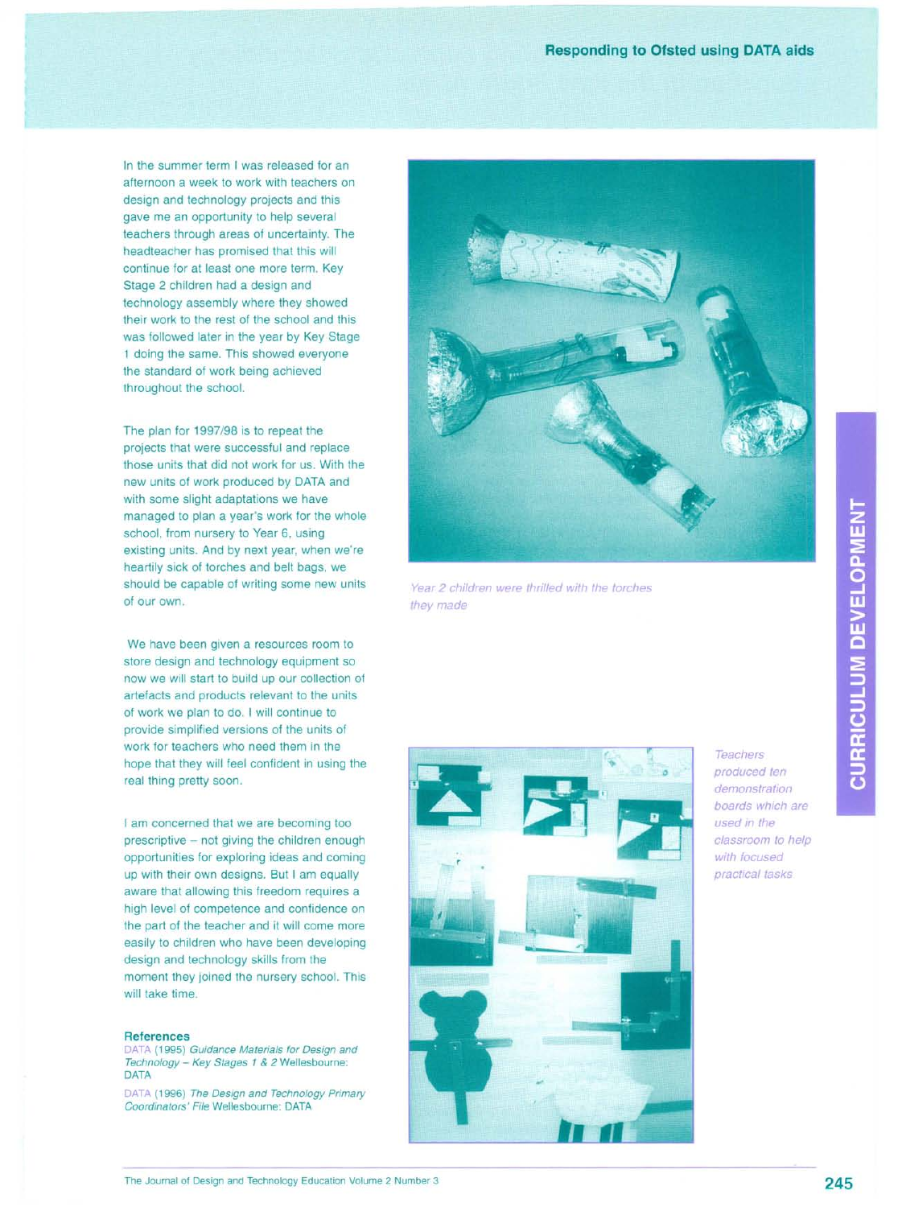In the summer term I was released for an afternoon a week to work with teachers on design and technology projects and this gave me an opportunity to help several teachers through areas of uncertainty. The headteacher has promised that this will continue for at least one more term. Key Stage 2 children had a design and technology assembly where they showed their work to the rest of the school and this was followed later in the year by Key Stage 1 doing the same. This showed everyone the standard of work being achieved throughout the school.

The plan for 1997/98 is to repeat the projects that were successful and replace those units that did not work for us. With the new units of work produced by DATA and with some slight adaptations we have managed to plan a year's work for the whole school, from nursery to Year 6, using existing units. And by next year, when we're heartily sick of torches and belt bags, we should be capable of writing some new units of our own.

We have been given a resources room to store design and technology equipment so now we will start to build up our collection of artefacts and products relevant to the units of work we plan to do. I will continue to provide simplified versions of the units of work for teachers who need them in the hope that they will feel confident in using the real thing pretty soon.

I am concerned that we are becoming too prescriptive – not giving the children enough opportunities for exploring ideas and coming up with their own designs. But I am equally aware that allowing this freedom requires a high level of competence and confidence on the part of the teacher and it will come more easily to children who have been developing design and technology skills from the moment they joined the nursery school. This will take time.

*Year 2 children were thrilled with the torches they made*

*Teachers produced ten demonstration boards which are used in the classroom to help with focused practical tasks*

### References

DATA (1995) *Guidance Materials for Design and Technology – Key Stages 1 & 2* Wellesbourne: DATA

DATA (1996) *The Design and Technology Primary Coordinators' File* Wellesbourne: DATA